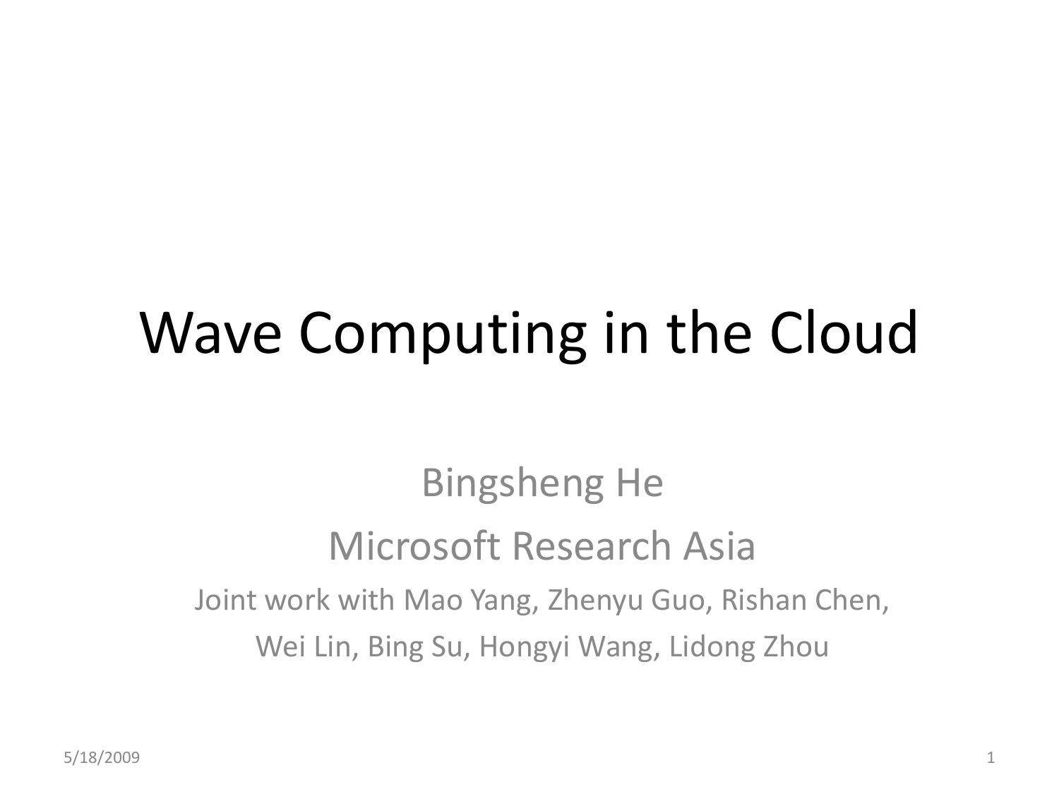# Wave Computing in the Cloud

Bingsheng He

Microsoft Research Asia

Joint work with Mao Yang, Zhenyu Guo, Rishan Chen, Wei Lin, Bing Su, Hongyi Wang, Lidong Zhou

5/18/2009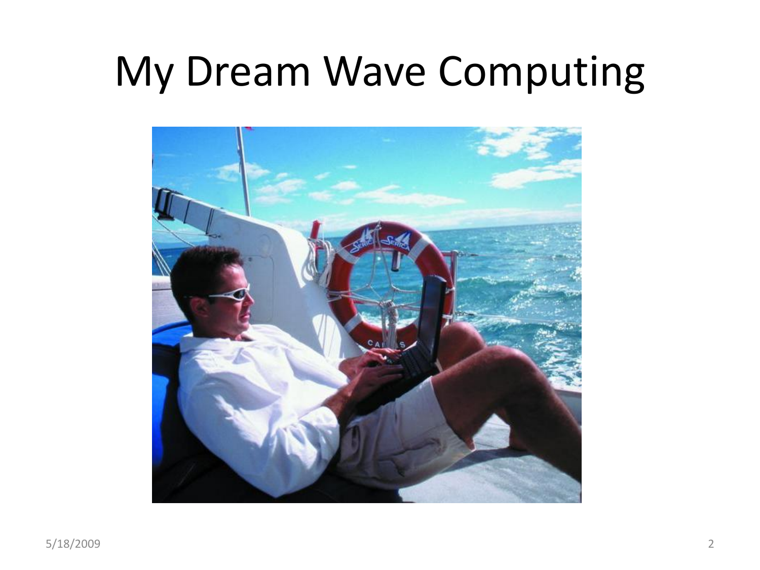# My Dream Wave Computing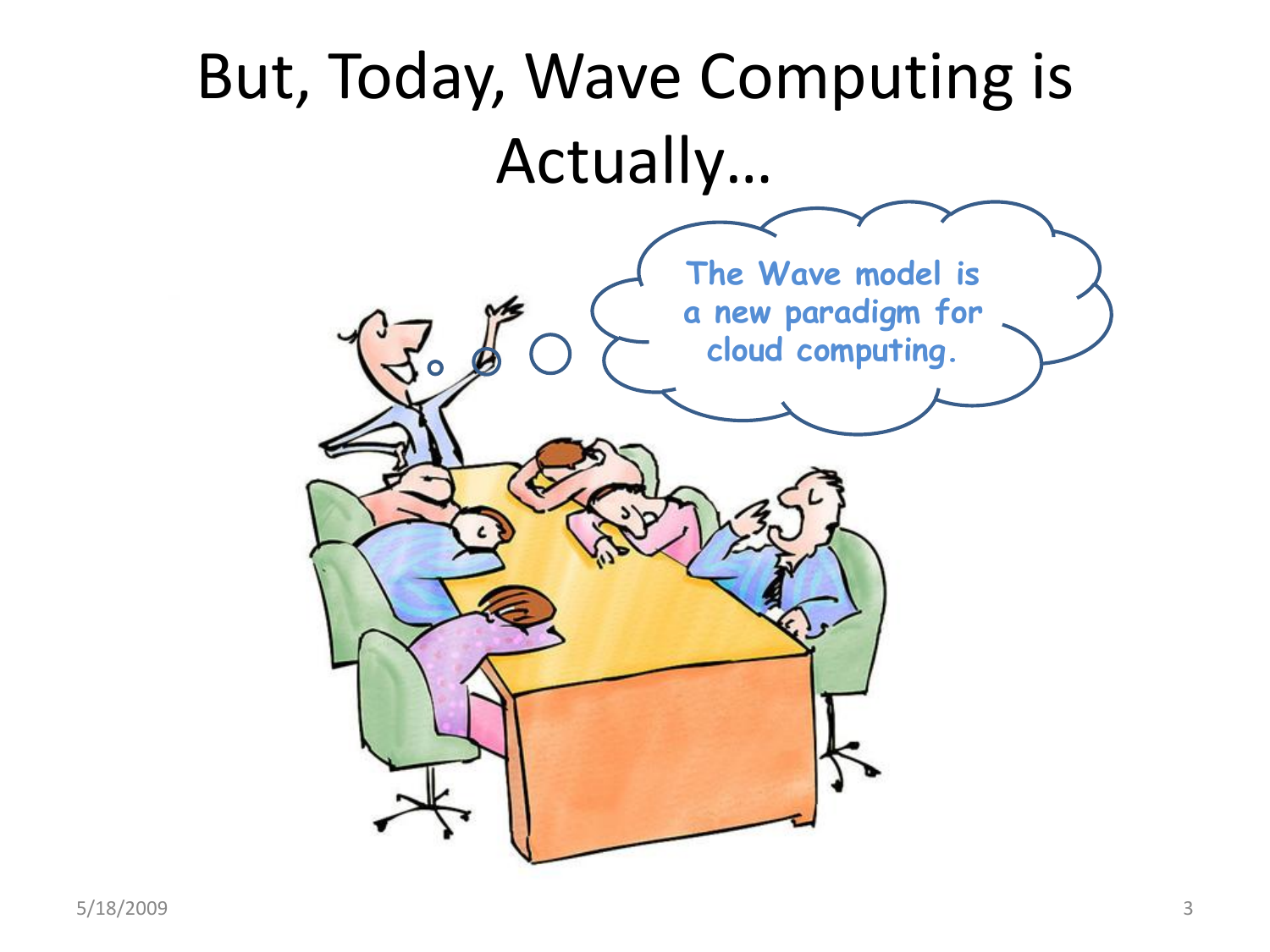# But, Today, Wave Computing is Actually…

The Wave model is a new paradigm for cloud computing.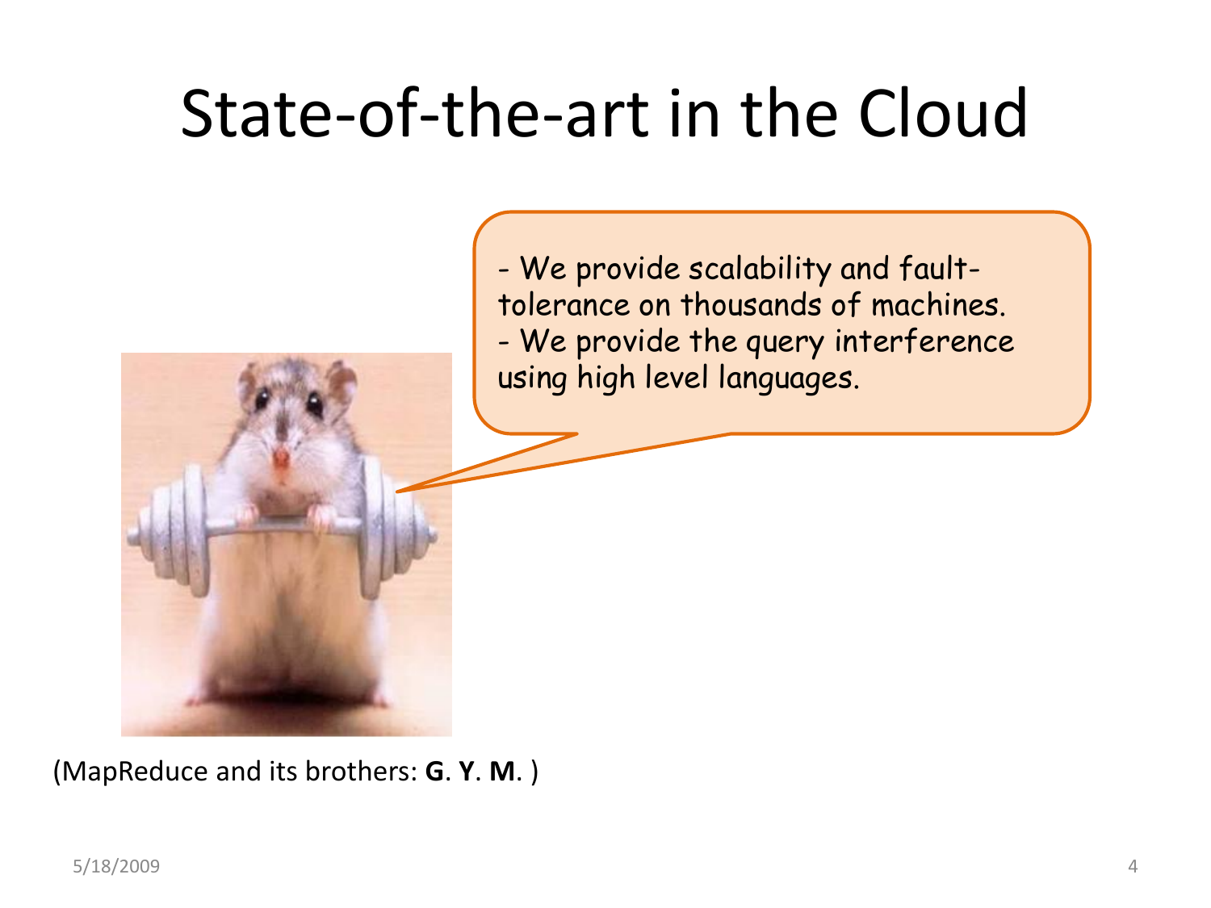# State-of-the-art in the Cloud

- We provide scalability and fault-tolerance on thousands of machines.
- We provide the query interference using high level languages.

(MapReduce and its brothers: **G**. **Y**. **M**. )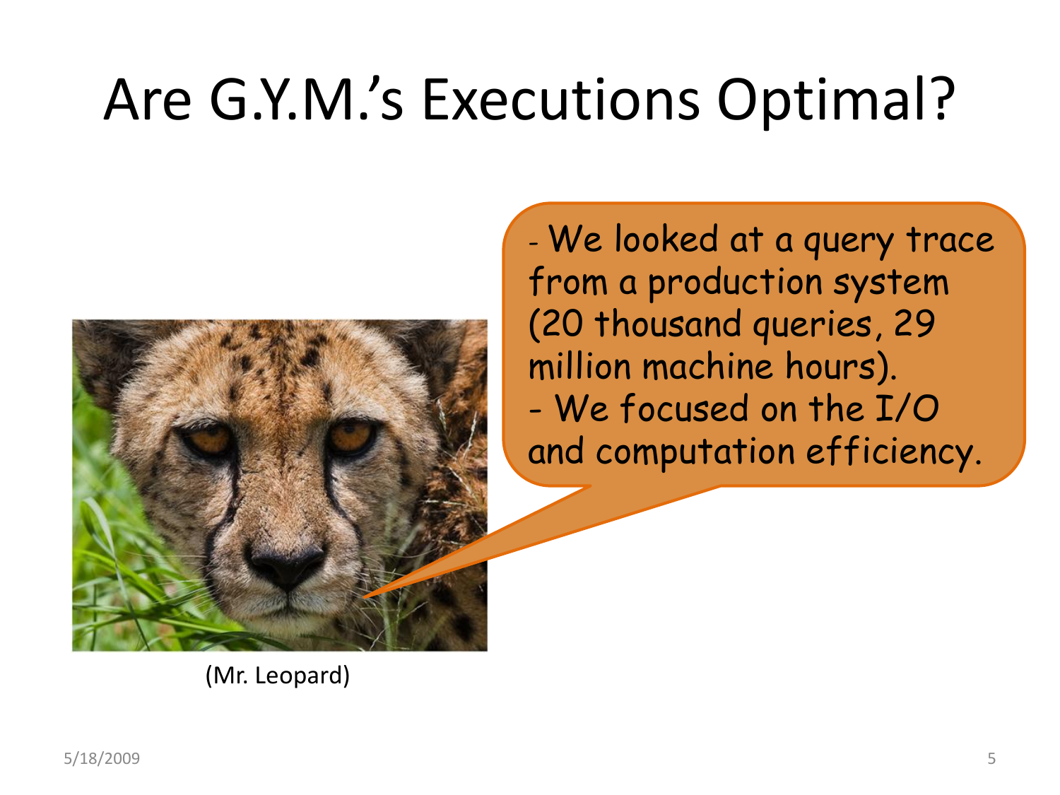# Are G.Y.M.'s Executions Optimal?

- We looked at a query trace from a production system (20 thousand queries, 29 million machine hours).
- We focused on the I/O and computation efficiency.

(Mr. Leopard)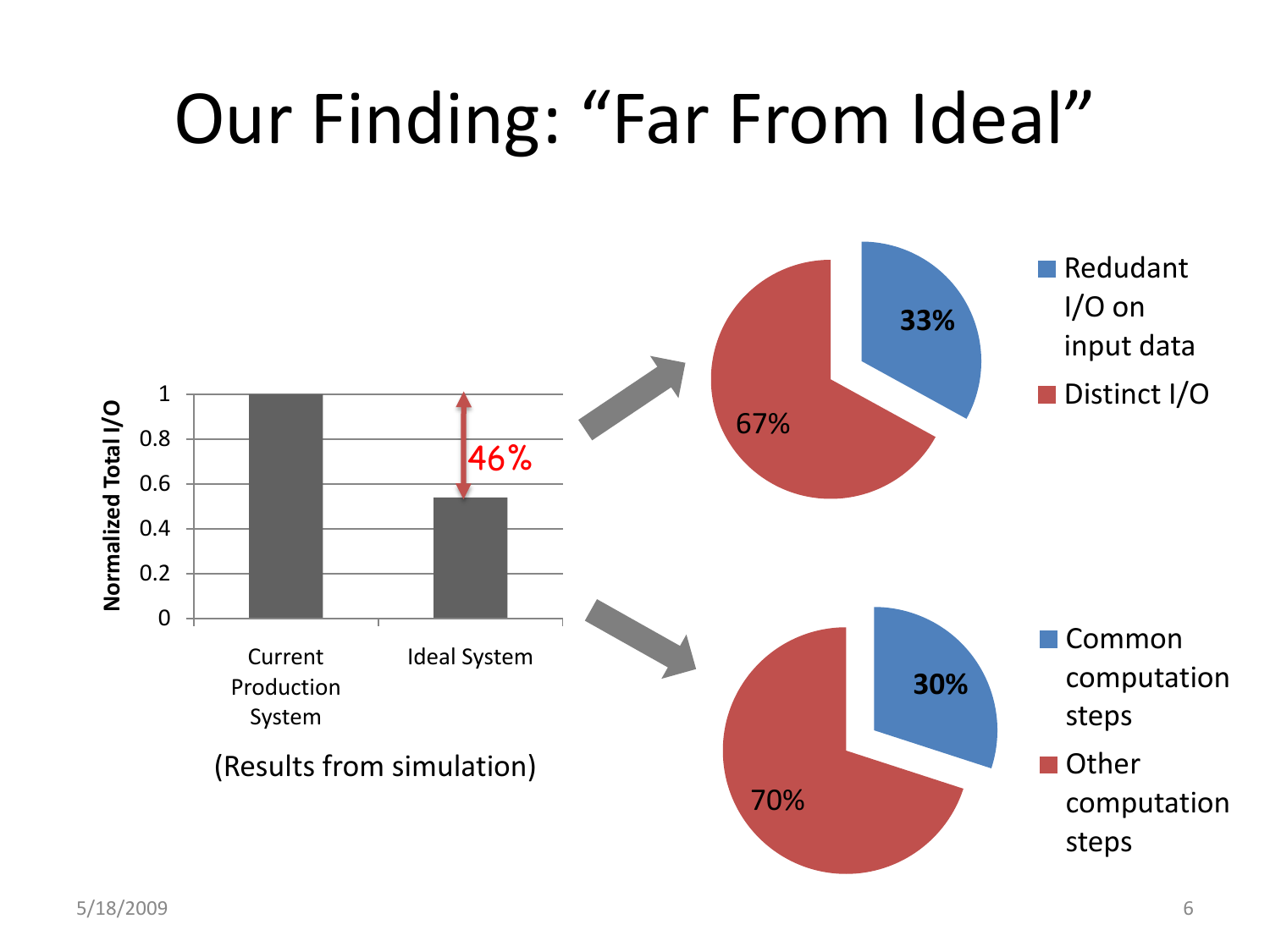# Our Finding: “Far From Ideal”

Normalized Total I/O

| | Normalized Total I/O |
|---|---|
| Current Production System | 1 |
| Ideal System | ~0.54 |

46%

(Results from simulation)

- Redudant I/O on input data: 33%
- Distinct I/O: 67%

- Common computation steps: 30%
- Other computation steps: 70%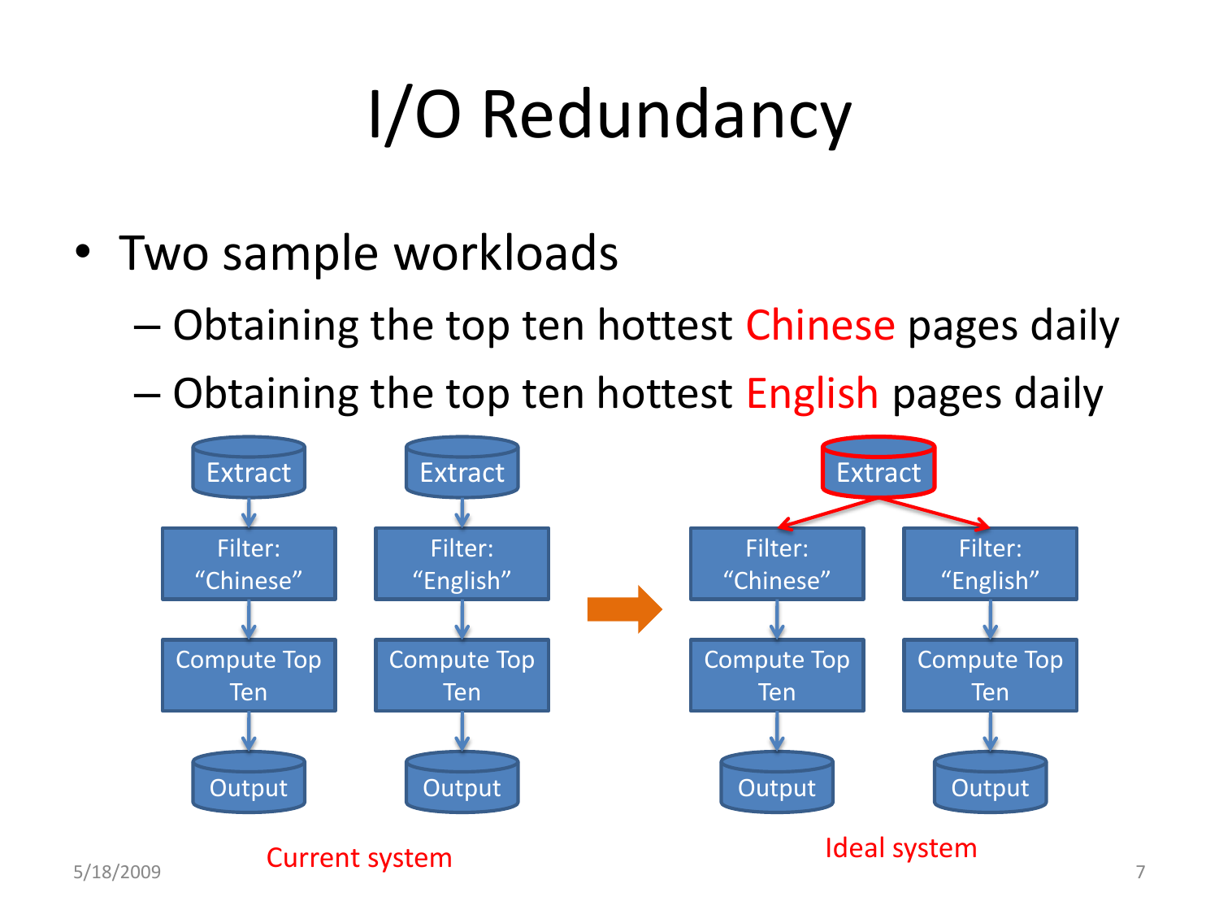# I/O Redundancy

- Two sample workloads
  - Obtaining the top ten hottest Chinese pages daily
  - Obtaining the top ten hottest English pages daily

Extract → Filter: "Chinese" → Compute Top Ten → Output

Extract → Filter: "English" → Compute Top Ten → Output

Current system

Extract → Filter: "Chinese" → Compute Top Ten → Output

Extract → Filter: "English" → Compute Top Ten → Output

Ideal system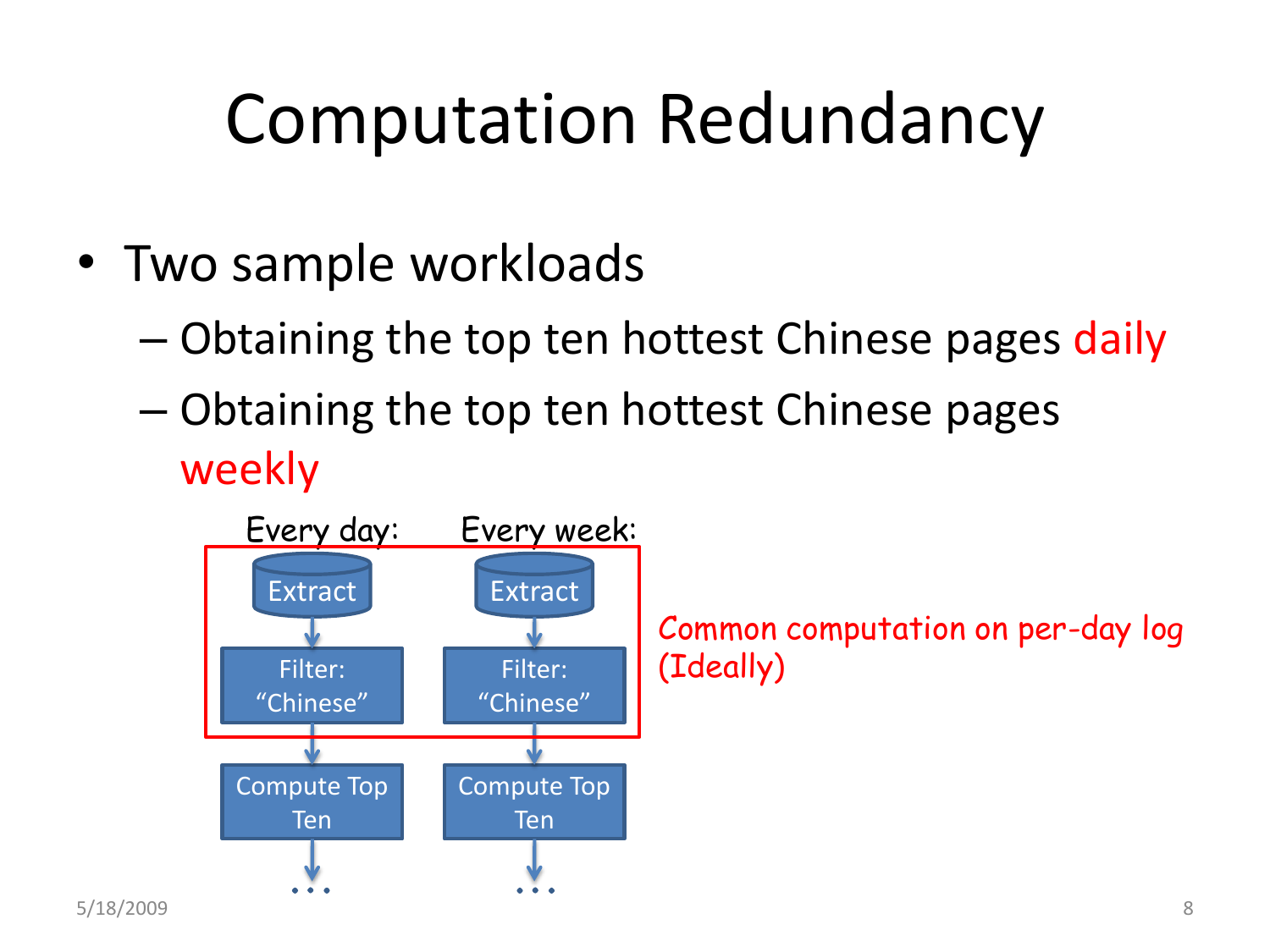# Computation Redundancy

- Two sample workloads
  - Obtaining the top ten hottest Chinese pages daily
  - Obtaining the top ten hottest Chinese pages weekly

Every day: Extract → Filter: "Chinese" → Compute Top Ten → …

Every week: Extract → Filter: "Chinese" → Compute Top Ten → …

Common computation on per-day log (Ideally)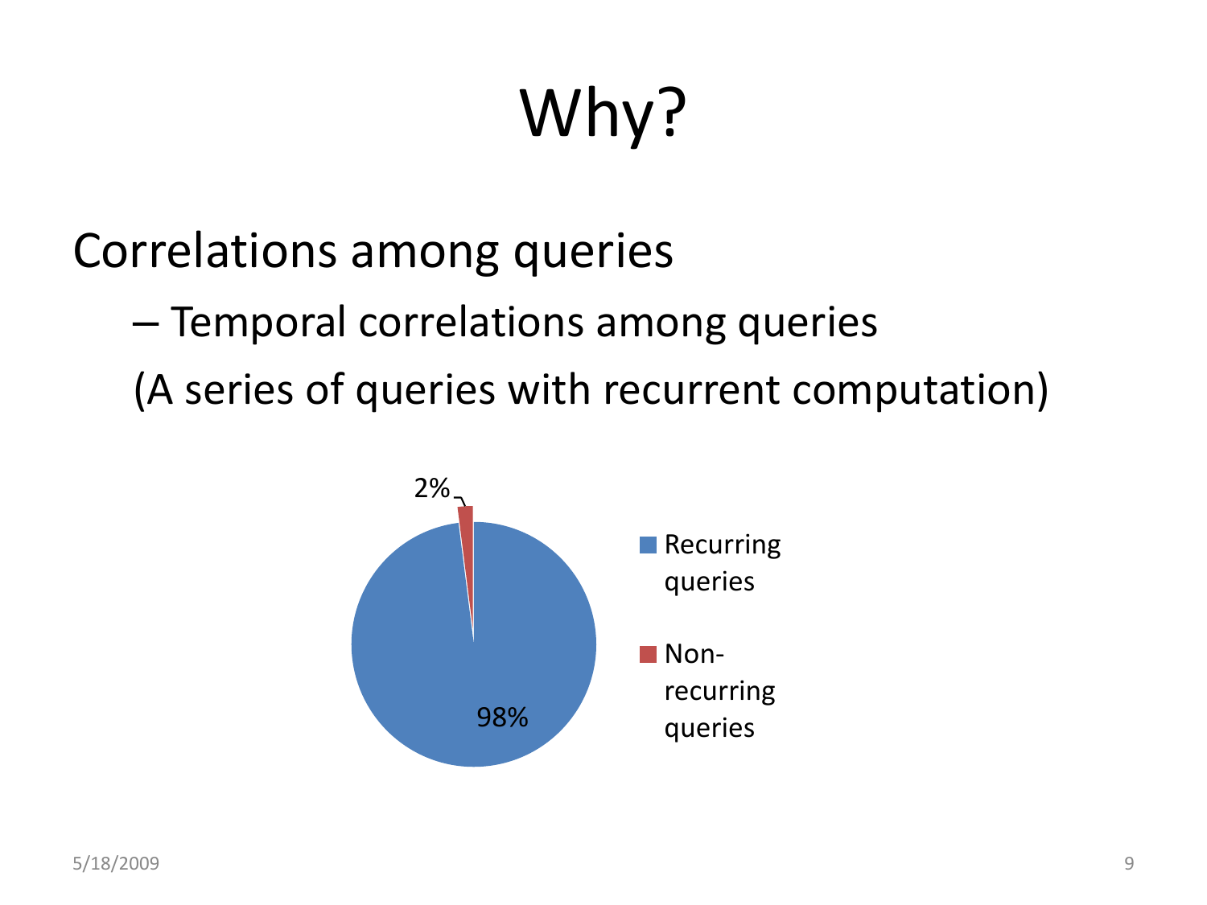# Why?

Correlations among queries

– Temporal correlations among queries

(A series of queries with recurrent computation)

2%

98%

- Recurring queries
- Non-recurring queries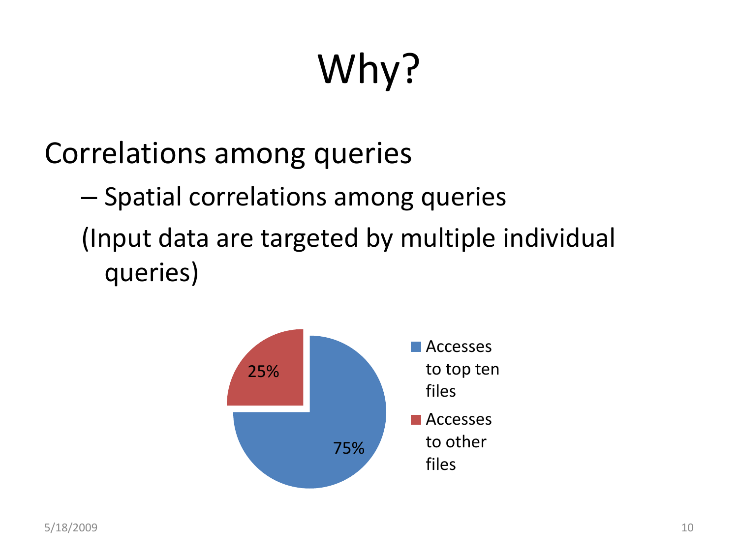# Why?

Correlations among queries

- Spatial correlations among queries

  (Input data are targeted by multiple individual queries)

| | |
|---|---|
| Accesses to top ten files | 75% |
| Accesses to other files | 25% |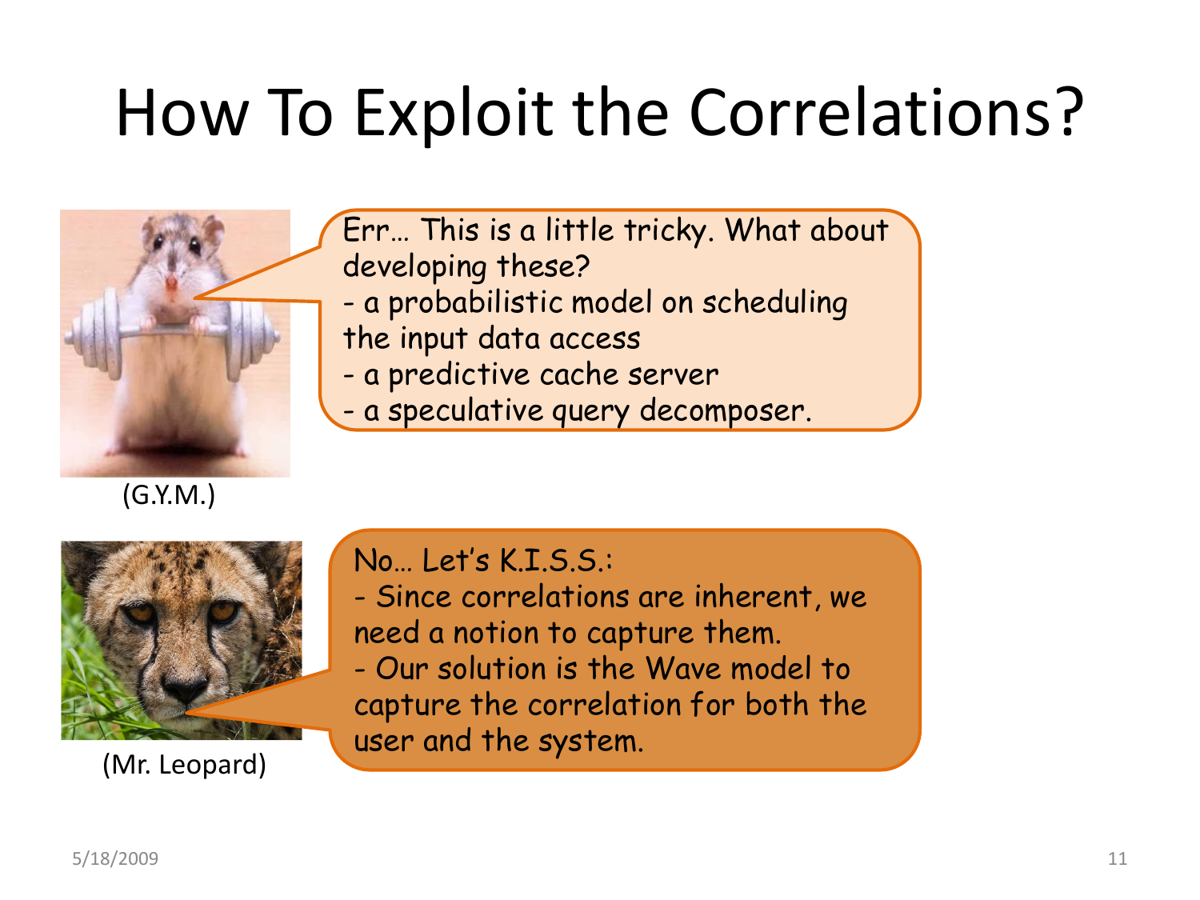# How To Exploit the Correlations?

(G.Y.M.)

Err… This is a little tricky. What about developing these?
- a probabilistic model on scheduling the input data access
- a predictive cache server
- a speculative query decomposer.

(Mr. Leopard)

No… Let's K.I.S.S.:
- Since correlations are inherent, we need a notion to capture them.
- Our solution is the Wave model to capture the correlation for both the user and the system.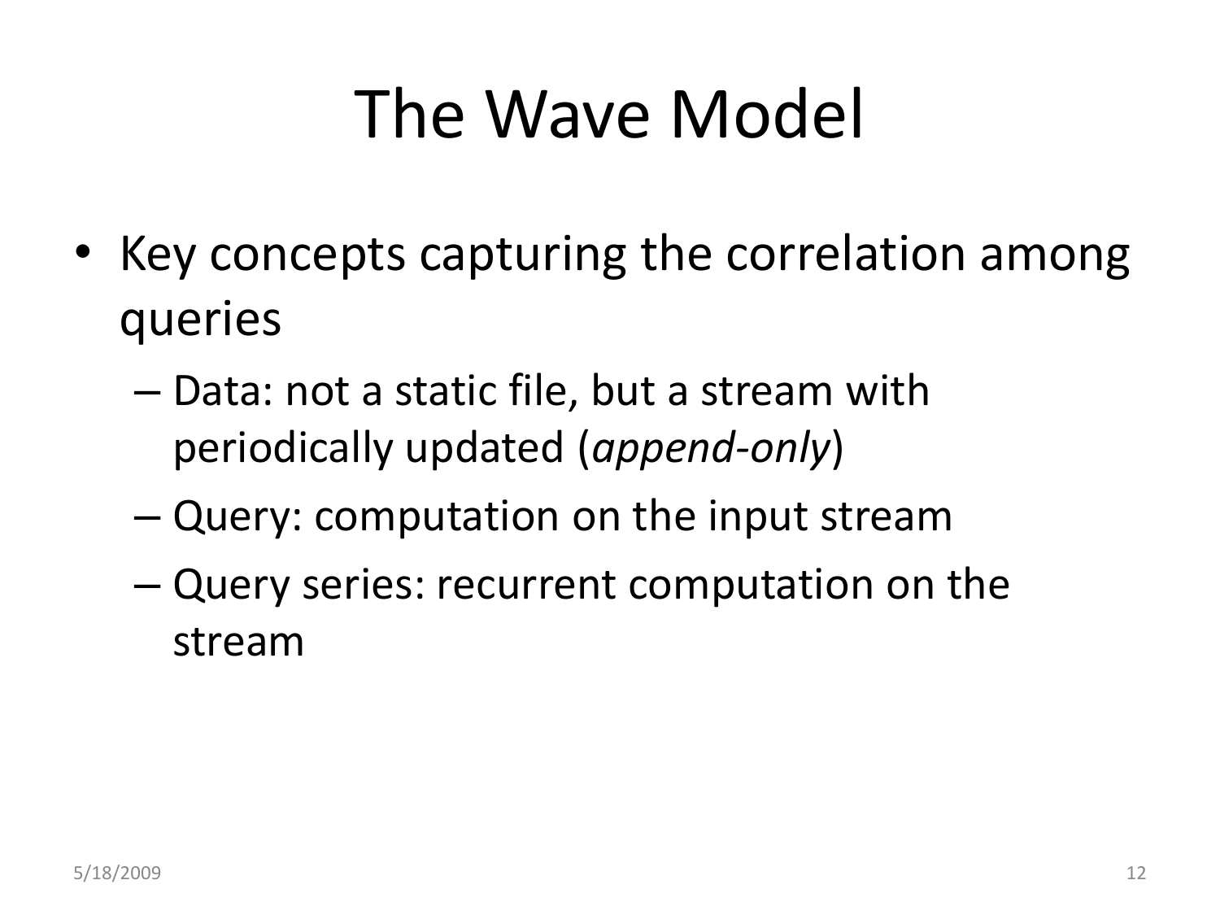# The Wave Model

- Key concepts capturing the correlation among queries
  - Data: not a static file, but a stream with periodically updated (*append-only*)
  - Query: computation on the input stream
  - Query series: recurrent computation on the stream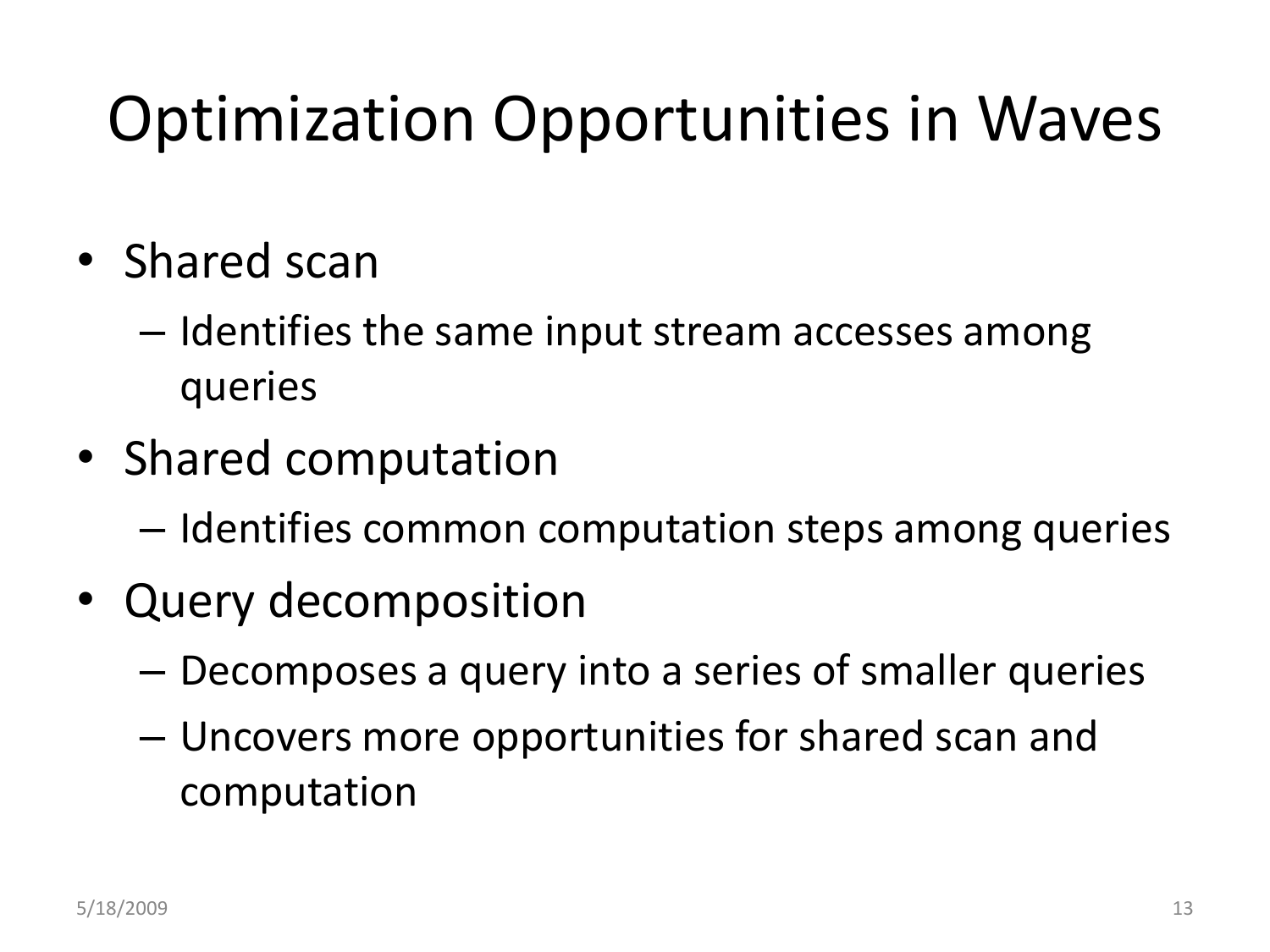# Optimization Opportunities in Waves

- Shared scan
  - Identifies the same input stream accesses among queries
- Shared computation
  - Identifies common computation steps among queries
- Query decomposition
  - Decomposes a query into a series of smaller queries
  - Uncovers more opportunities for shared scan and computation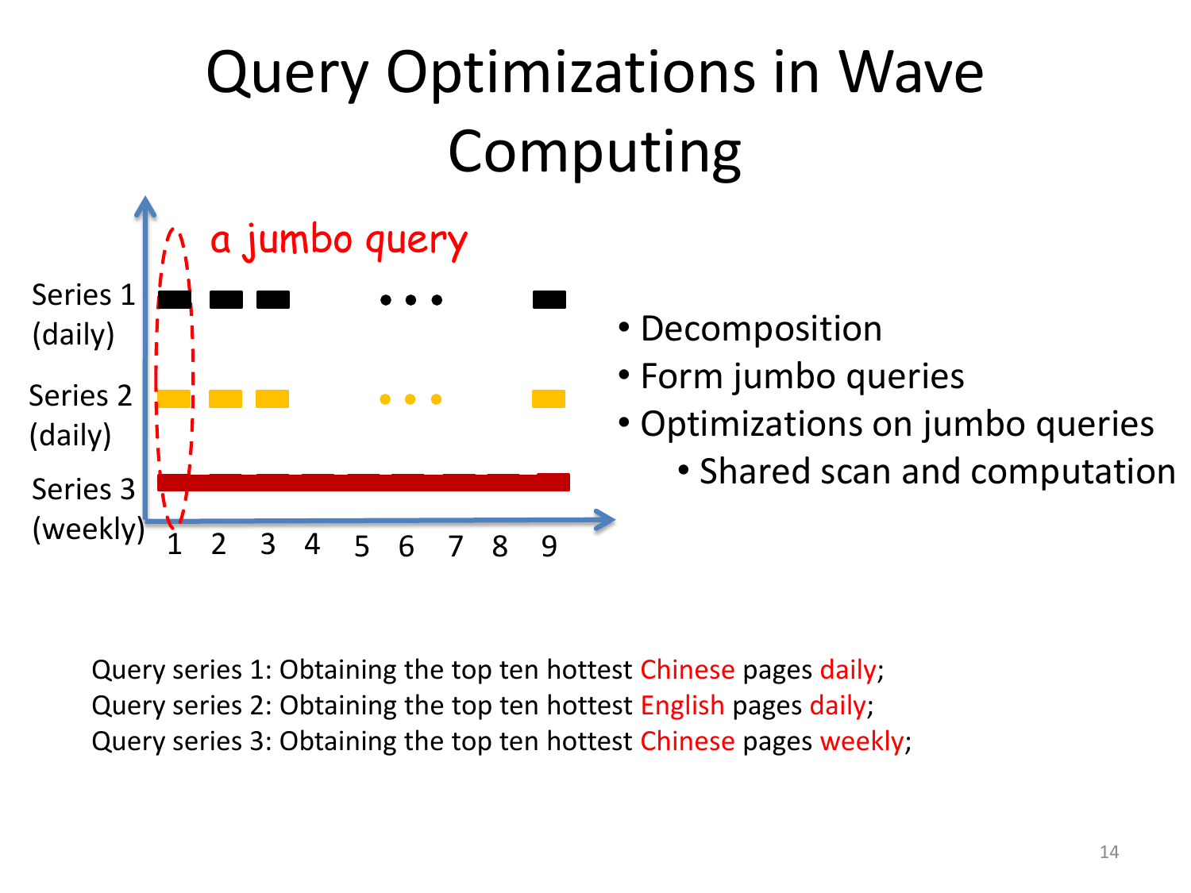# Query Optimizations in Wave Computing

Series 1 (daily)

Series 2 (daily)

Series 3 (weekly)

a jumbo query

1 2 3 4 5 6 7 8 9

- Decomposition
- Form jumbo queries
- Optimizations on jumbo queries
  - Shared scan and computation

Query series 1: Obtaining the top ten hottest Chinese pages daily;
Query series 2: Obtaining the top ten hottest English pages daily;
Query series 3: Obtaining the top ten hottest Chinese pages weekly;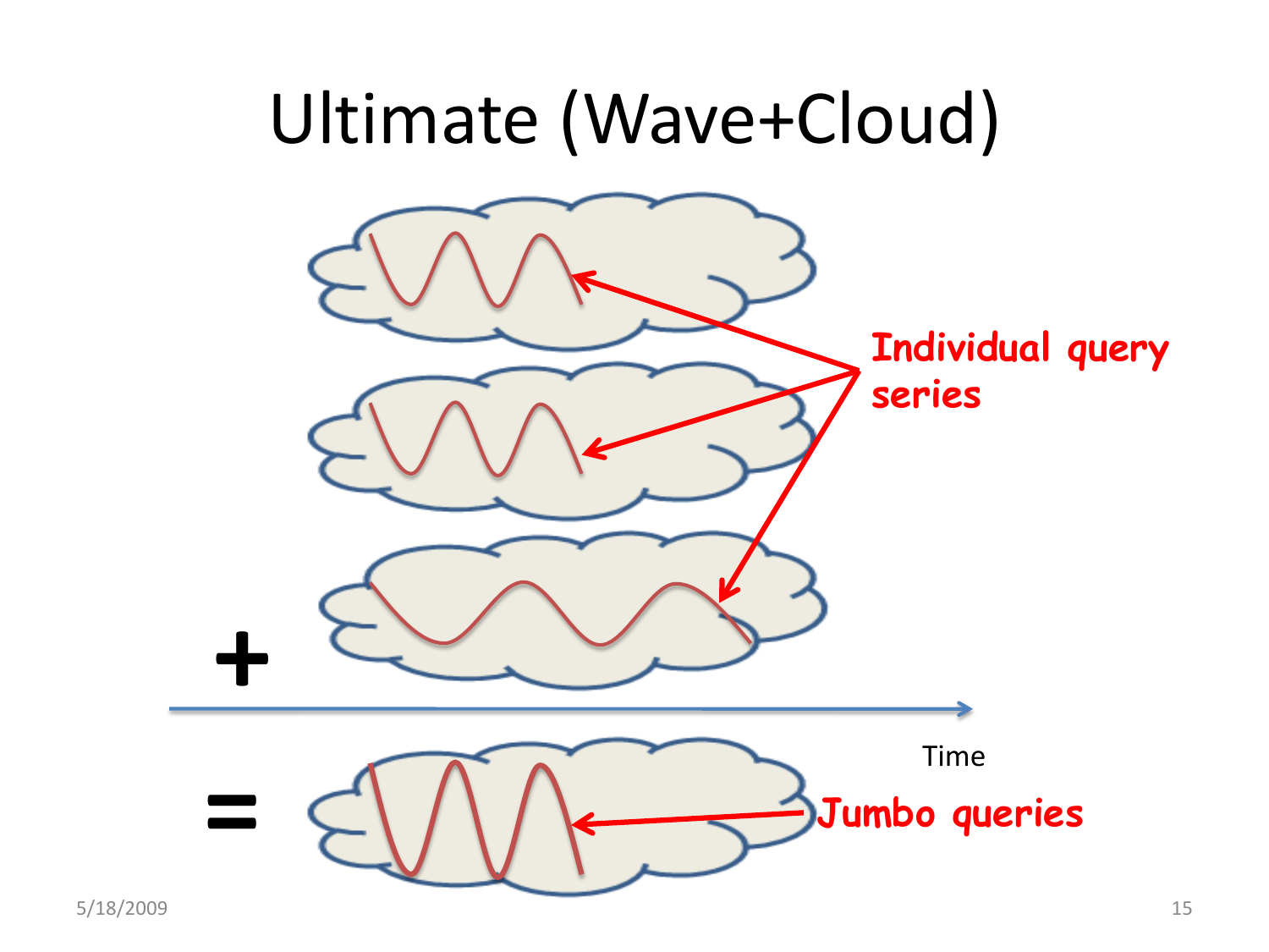# Ultimate (Wave+Cloud)

Individual query series

+

=

Time

Jumbo queries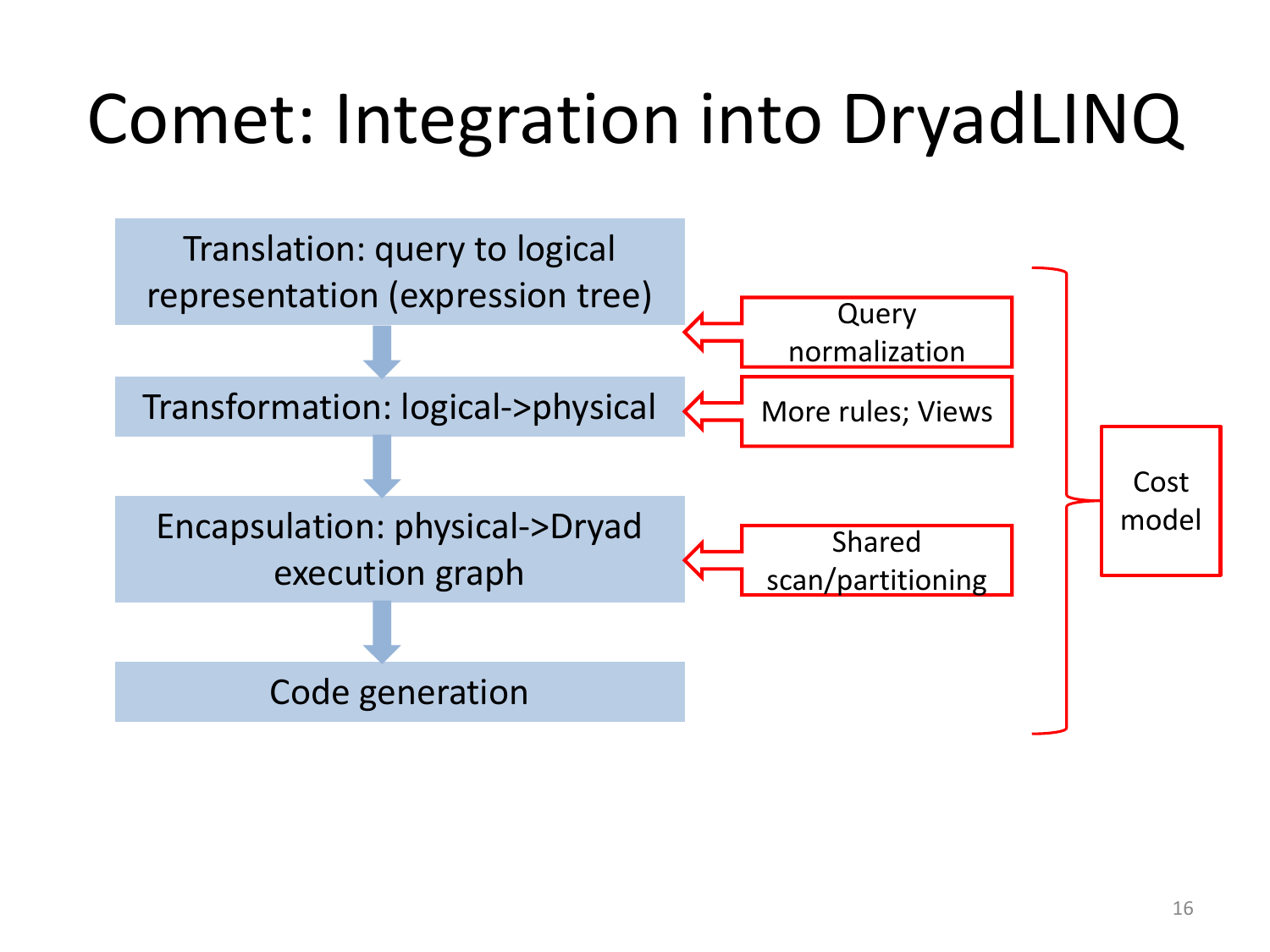# Comet: Integration into DryadLINQ

- Translation: query to logical representation (expression tree)
  - ← Query normalization
- Transformation: logical->physical
  - ← More rules; Views
- Encapsulation: physical->Dryad execution graph
  - ← Shared scan/partitioning
- Code generation

Cost model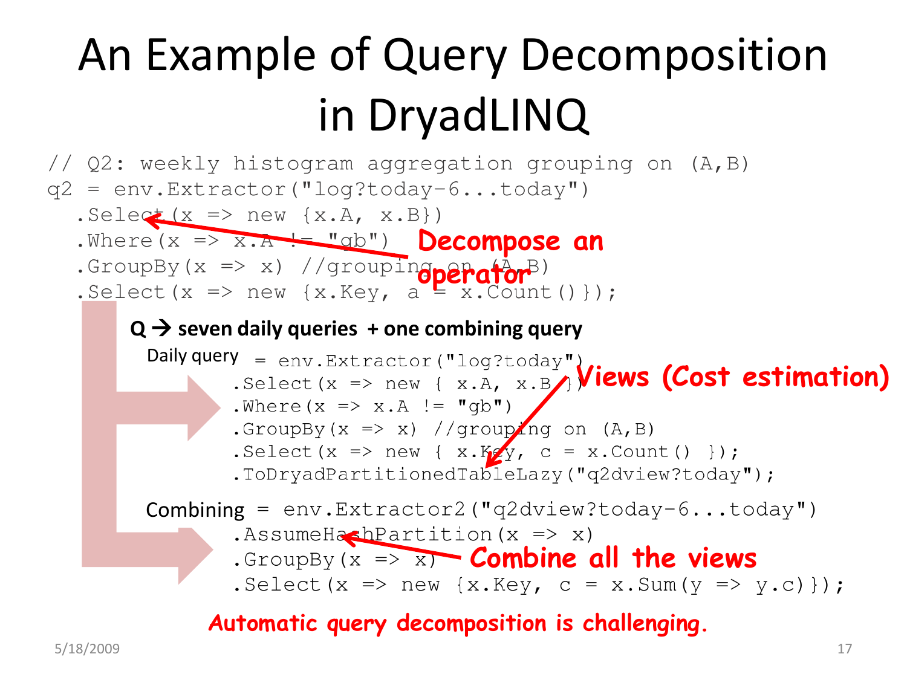# An Example of Query Decomposition in DryadLINQ

```
// Q2: weekly histogram aggregation grouping on (A,B)
q2 = env.Extractor("log?today-6...today")
  .Select(x => new {x.A, x.B})
  .Where(x => x.A != "gb")
  .GroupBy(x => x) //grouping on (A,B)
  .Select(x => new {x.Key, a = x.Count()});
```

**Decompose an operator**

**Q → seven daily queries + one combining query**

Daily query

```
= env.Extractor("log?today")
  .Select(x => new { x.A, x.B })
  .Where(x => x.A != "gb")
  .GroupBy(x => x) //grouping on (A,B)
  .Select(x => new { x.Key, c = x.Count() });
  .ToDryadPartitionedTableLazy("q2dview?today");
```

**Views (Cost estimation)**

Combining

```
= env.Extractor2("q2dview?today-6...today")
  .AssumeHashPartition(x => x)
  .GroupBy(x => x)
  .Select(x => new {x.Key, c = x.Sum(y => y.c)});
```

**Combine all the views**

***Automatic query decomposition is challenging.***

5/18/2009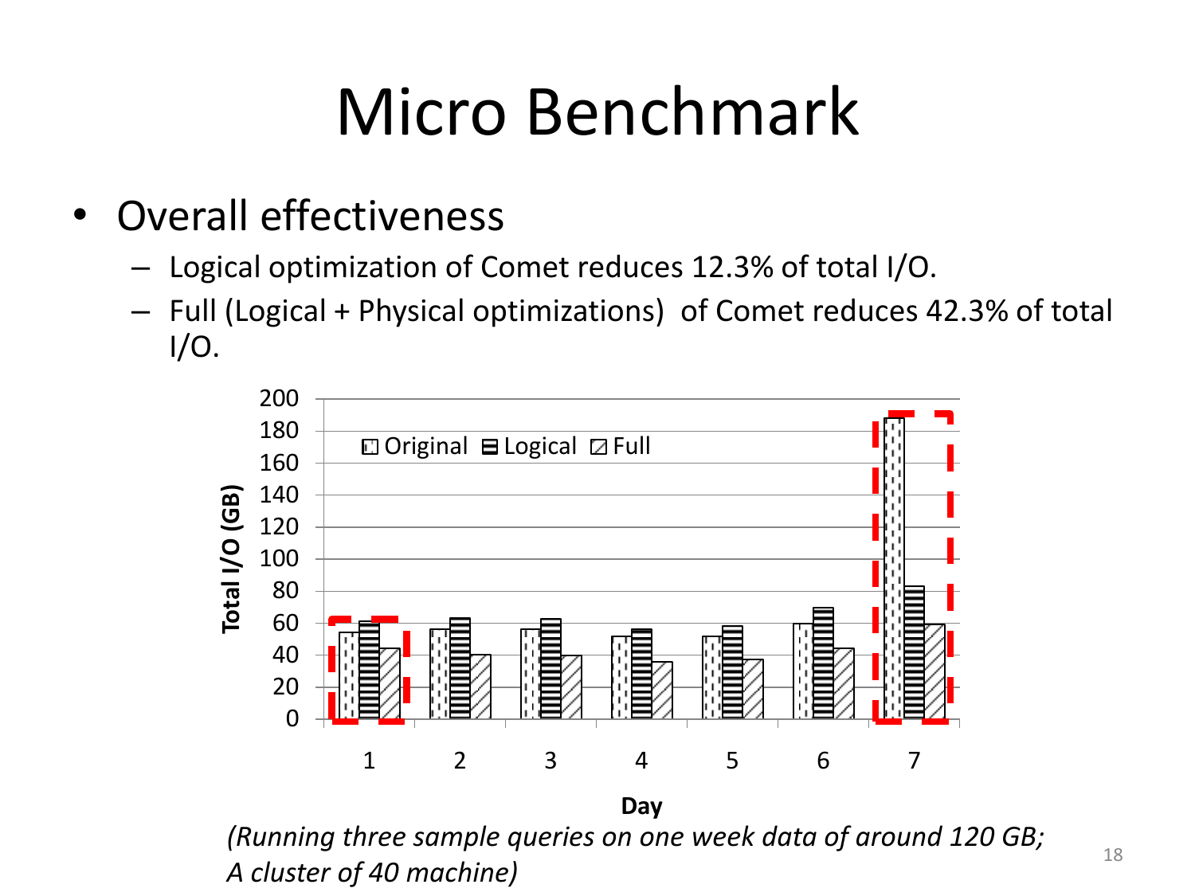# Micro Benchmark

- Overall effectiveness
  - Logical optimization of Comet reduces 12.3% of total I/O.
  - Full (Logical + Physical optimizations) of Comet reduces 42.3% of total I/O.

*(Running three sample queries on one week data of around 120 GB; A cluster of 40 machine)*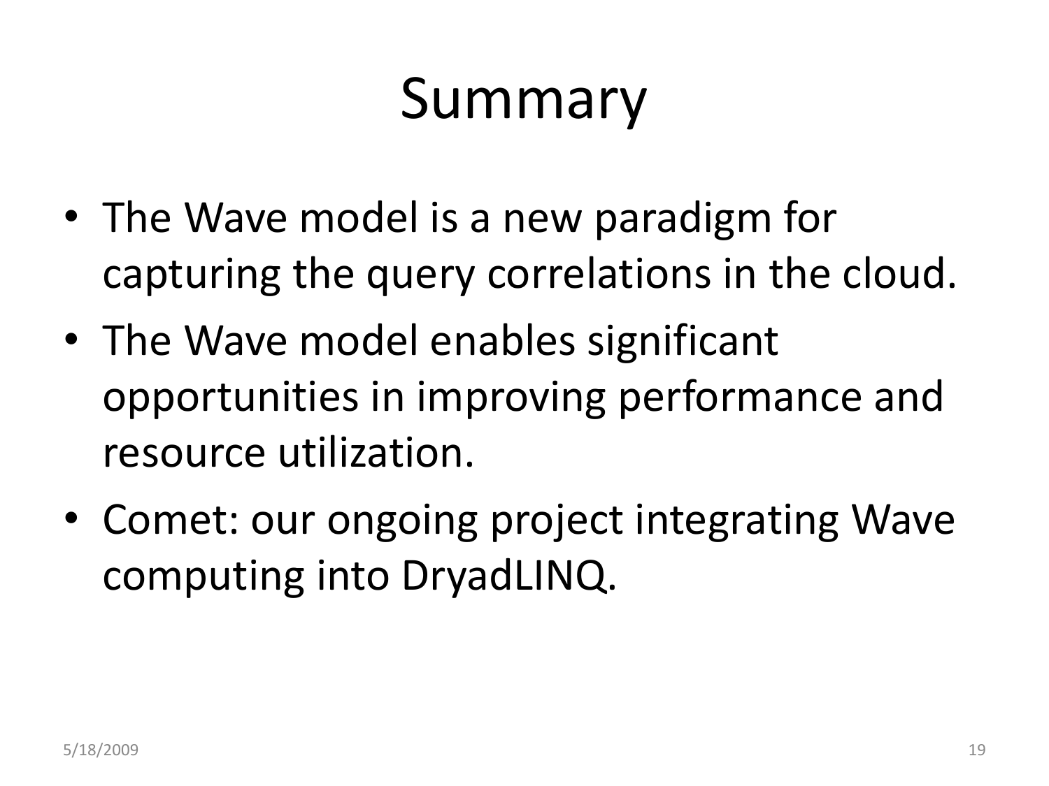# Summary

- The Wave model is a new paradigm for capturing the query correlations in the cloud.
- The Wave model enables significant opportunities in improving performance and resource utilization.
- Comet: our ongoing project integrating Wave computing into DryadLINQ.